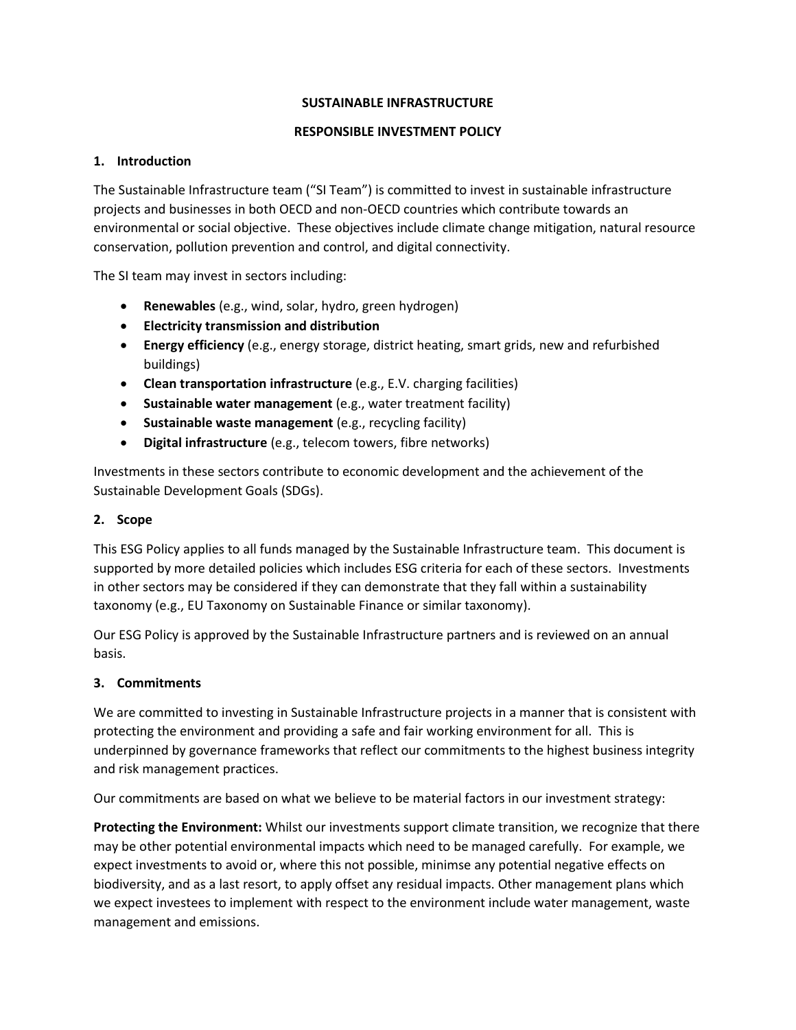# SUSTAINABLE INFRASTRUCTURE

# RESPONSIBLE INVESTMENT POLICY

## 1. Introduction

The Sustainable Infrastructure team ("SI Team") is committed to invest in sustainable infrastructure projects and businesses in both OECD and non-OECD countries which contribute towards an environmental or social objective. These objectives include climate change mitigation, natural resource conservation, pollution prevention and control, and digital connectivity.

The SI team may invest in sectors including:

- **Renewables** (e.g., wind, solar, hydro, green hydrogen)
- **Electricity transmission and distribution**
- **Energy efficiency** (e.g., energy storage, district heating, smart grids, new and refurbished buildings)
- **Clean transportation infrastructure** (e.g., E.V. charging facilities)
- **Sustainable water management** (e.g., water treatment facility)
- **Sustainable waste management** (e.g., recycling facility)
- **Digital infrastructure** (e.g., telecom towers, fibre networks)

Investments in these sectors contribute to economic development and the achievement of the Sustainable Development Goals (SDGs).

## 2. Scope

This ESG Policy applies to all funds managed by the Sustainable Infrastructure team. This document is supported by more detailed policies which includes ESG criteria for each of these sectors. Investments in other sectors may be considered if they can demonstrate that they fall within a sustainability taxonomy (e.g., EU Taxonomy on Sustainable Finance or similar taxonomy).

Our ESG Policy is approved by the Sustainable Infrastructure partners and is reviewed on an annual basis.

## 3. Commitments

We are committed to investing in Sustainable Infrastructure projects in a manner that is consistent with protecting the environment and providing a safe and fair working environment for all. This is underpinned by governance frameworks that reflect our commitments to the highest business integrity and risk management practices.

Our commitments are based on what we believe to be material factors in our investment strategy:

**Protecting the Environment:** Whilst our investments support climate transition, we recognize that there may be other potential environmental impacts which need to be managed carefully. For example, we expect investments to avoid or, where this not possible, minimse any potential negative effects on biodiversity, and as a last resort, to apply offset any residual impacts. Other management plans which we expect investees to implement with respect to the environment include water management, waste management and emissions.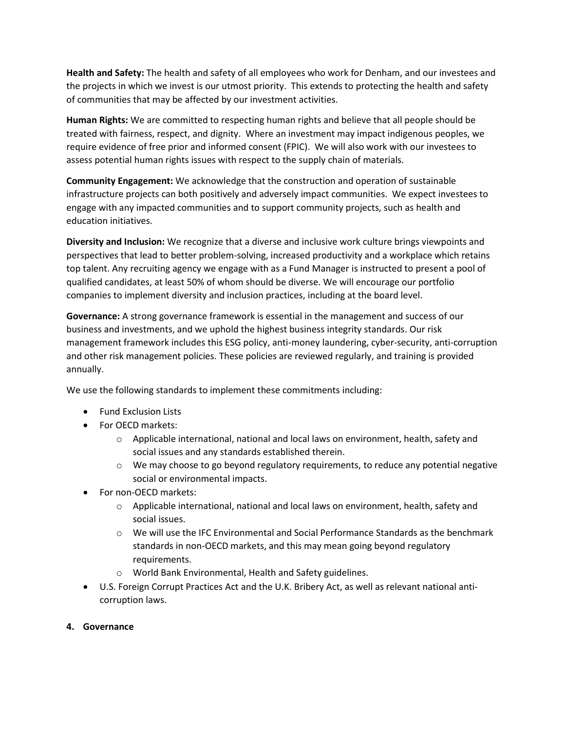**Health and Safety:** The health and safety of all employees who work for Denham, and our investees and the projects in which we invest is our utmost priority. This extends to protecting the health and safety of communities that may be affected by our investment activities.

**Human Rights:** We are committed to respecting human rights and believe that all people should be treated with fairness, respect, and dignity. Where an investment may impact indigenous peoples, we require evidence of free prior and informed consent (FPIC). We will also work with our investees to assess potential human rights issues with respect to the supply chain of materials.

**Community Engagement:** We acknowledge that the construction and operation of sustainable infrastructure projects can both positively and adversely impact communities. We expect investees to engage with any impacted communities and to support community projects, such as health and education initiatives.

**Diversity and Inclusion:** We recognize that a diverse and inclusive work culture brings viewpoints and perspectives that lead to better problem-solving, increased productivity and a workplace which retains top talent. Any recruiting agency we engage with as a Fund Manager is instructed to present a pool of qualified candidates, at least 50% of whom should be diverse. We will encourage our portfolio companies to implement diversity and inclusion practices, including at the board level.

**Governance:** A strong governance framework is essential in the management and success of our business and investments, and we uphold the highest business integrity standards. Our risk management framework includes this ESG policy, anti-money laundering, cyber-security, anti-corruption and other risk management policies. These policies are reviewed regularly, and training is provided annually.

We use the following standards to implement these commitments including:

- Fund Exclusion Lists
- For OECD markets:
  - Applicable international, national and local laws on environment, health, safety and social issues and any standards established therein.
  - We may choose to go beyond regulatory requirements, to reduce any potential negative social or environmental impacts.
- For non-OECD markets:
  - Applicable international, national and local laws on environment, health, safety and social issues.
  - We will use the IFC Environmental and Social Performance Standards as the benchmark standards in non-OECD markets, and this may mean going beyond regulatory requirements.
  - World Bank Environmental, Health and Safety guidelines.
- U.S. Foreign Corrupt Practices Act and the U.K. Bribery Act, as well as relevant national anti-corruption laws.

## 4. Governance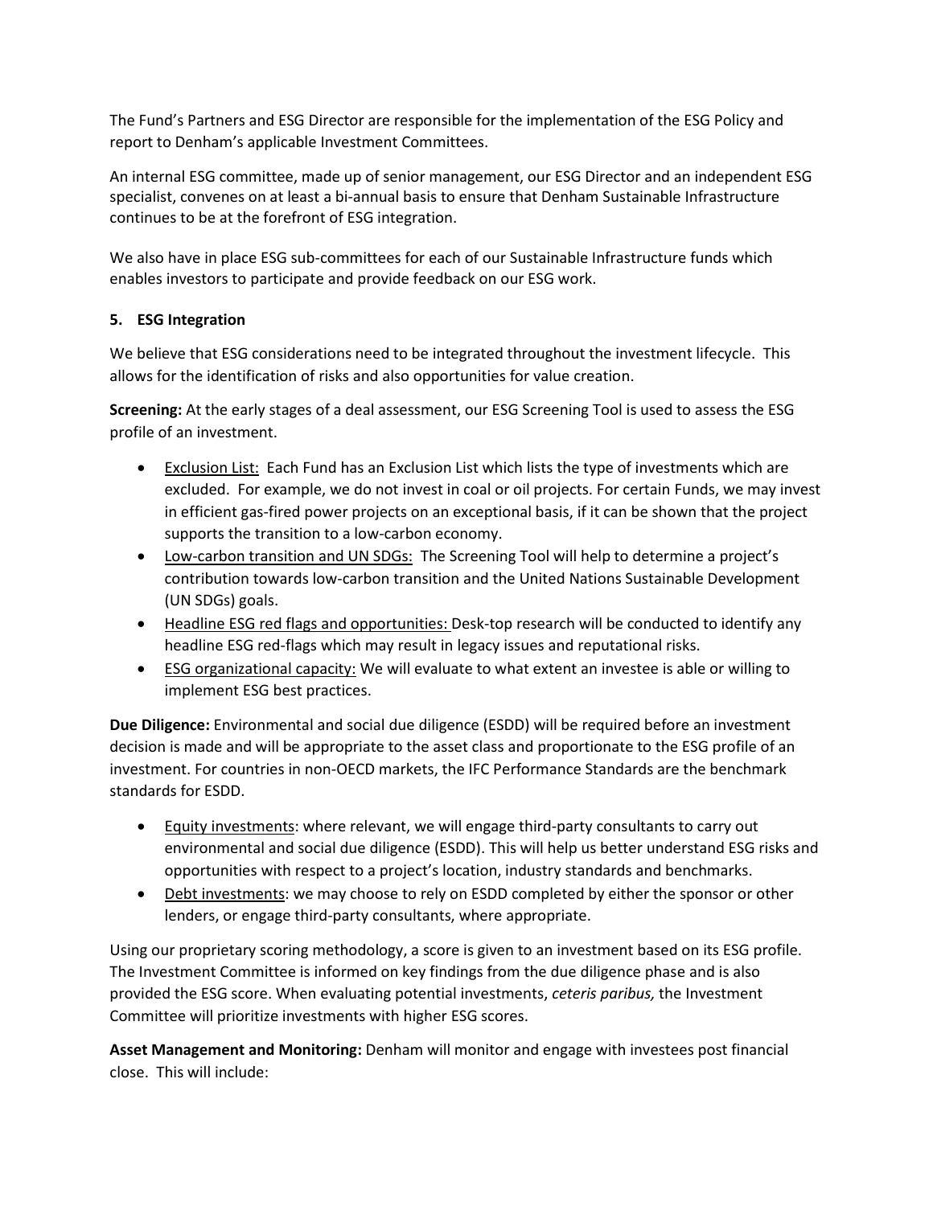The Fund's Partners and ESG Director are responsible for the implementation of the ESG Policy and report to Denham's applicable Investment Committees.

An internal ESG committee, made up of senior management, our ESG Director and an independent ESG specialist, convenes on at least a bi-annual basis to ensure that Denham Sustainable Infrastructure continues to be at the forefront of ESG integration.

We also have in place ESG sub-committees for each of our Sustainable Infrastructure funds which enables investors to participate and provide feedback on our ESG work.

## 5. ESG Integration

We believe that ESG considerations need to be integrated throughout the investment lifecycle. This allows for the identification of risks and also opportunities for value creation.

**Screening:** At the early stages of a deal assessment, our ESG Screening Tool is used to assess the ESG profile of an investment.

- Exclusion List: Each Fund has an Exclusion List which lists the type of investments which are excluded. For example, we do not invest in coal or oil projects. For certain Funds, we may invest in efficient gas-fired power projects on an exceptional basis, if it can be shown that the project supports the transition to a low-carbon economy.
- Low-carbon transition and UN SDGs: The Screening Tool will help to determine a project's contribution towards low-carbon transition and the United Nations Sustainable Development (UN SDGs) goals.
- Headline ESG red flags and opportunities: Desk-top research will be conducted to identify any headline ESG red-flags which may result in legacy issues and reputational risks.
- ESG organizational capacity: We will evaluate to what extent an investee is able or willing to implement ESG best practices.

**Due Diligence:** Environmental and social due diligence (ESDD) will be required before an investment decision is made and will be appropriate to the asset class and proportionate to the ESG profile of an investment. For countries in non-OECD markets, the IFC Performance Standards are the benchmark standards for ESDD.

- Equity investments: where relevant, we will engage third-party consultants to carry out environmental and social due diligence (ESDD). This will help us better understand ESG risks and opportunities with respect to a project's location, industry standards and benchmarks.
- Debt investments: we may choose to rely on ESDD completed by either the sponsor or other lenders, or engage third-party consultants, where appropriate.

Using our proprietary scoring methodology, a score is given to an investment based on its ESG profile. The Investment Committee is informed on key findings from the due diligence phase and is also provided the ESG score. When evaluating potential investments, *ceteris paribus,* the Investment Committee will prioritize investments with higher ESG scores.

**Asset Management and Monitoring:** Denham will monitor and engage with investees post financial close. This will include: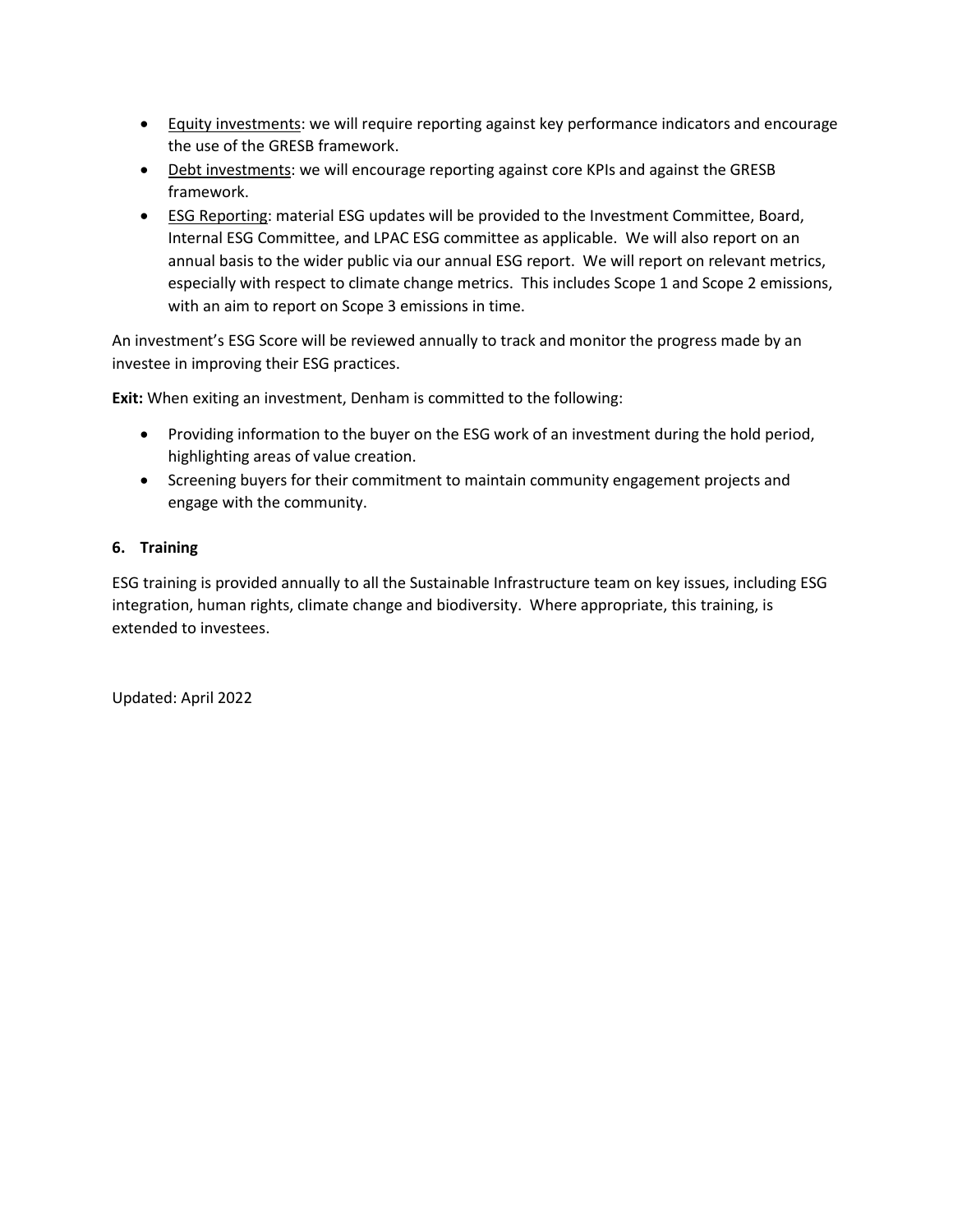- Equity investments: we will require reporting against key performance indicators and encourage the use of the GRESB framework.
- Debt investments: we will encourage reporting against core KPIs and against the GRESB framework.
- ESG Reporting: material ESG updates will be provided to the Investment Committee, Board, Internal ESG Committee, and LPAC ESG committee as applicable. We will also report on an annual basis to the wider public via our annual ESG report. We will report on relevant metrics, especially with respect to climate change metrics. This includes Scope 1 and Scope 2 emissions, with an aim to report on Scope 3 emissions in time.

An investment's ESG Score will be reviewed annually to track and monitor the progress made by an investee in improving their ESG practices.

**Exit:** When exiting an investment, Denham is committed to the following:

- Providing information to the buyer on the ESG work of an investment during the hold period, highlighting areas of value creation.
- Screening buyers for their commitment to maintain community engagement projects and engage with the community.

## 6. Training

ESG training is provided annually to all the Sustainable Infrastructure team on key issues, including ESG integration, human rights, climate change and biodiversity. Where appropriate, this training, is extended to investees.

Updated: April 2022